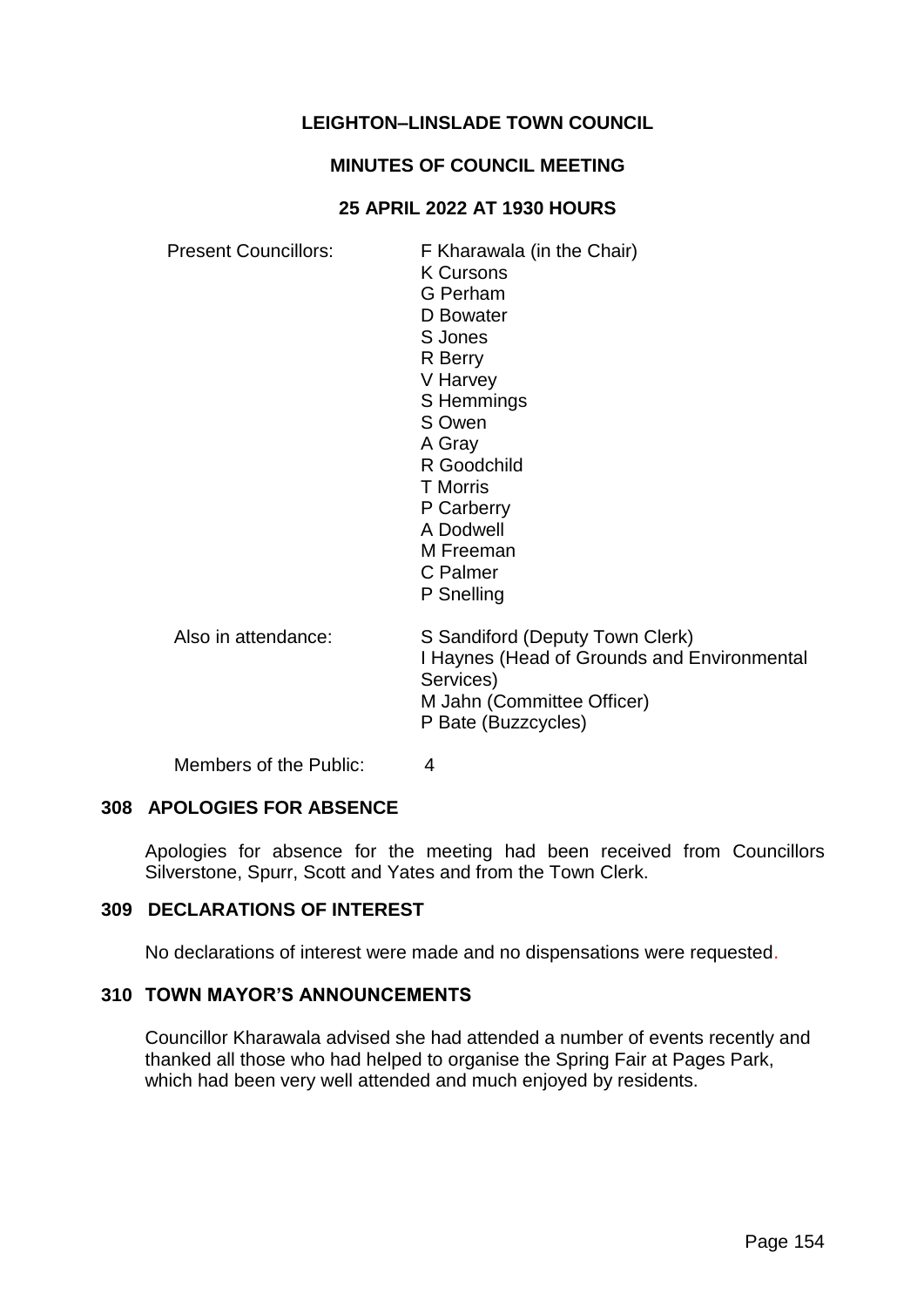# LEIGHTON–LINSLADE TOWN COUNCIL

## MINUTES OF COUNCIL MEETING

## 25 APRIL 2022 AT 1930 HOURS

| | |
|---|---|
| Present Councillors: | F Kharawala (in the Chair)<br>K Cursons<br>G Perham<br>D Bowater<br>S Jones<br>R Berry<br>V Harvey<br>S Hemmings<br>S Owen<br>A Gray<br>R Goodchild<br>T Morris<br>P Carberry<br>A Dodwell<br>M Freeman<br>C Palmer<br>P Snelling |
| Also in attendance: | S Sandiford (Deputy Town Clerk)<br>I Haynes (Head of Grounds and Environmental Services)<br>M Jahn (Committee Officer)<br>P Bate (Buzzcycles) |
| Members of the Public: | 4 |

### 308 APOLOGIES FOR ABSENCE

Apologies for absence for the meeting had been received from Councillors Silverstone, Spurr, Scott and Yates and from the Town Clerk.

### 309 DECLARATIONS OF INTEREST

No declarations of interest were made and no dispensations were requested.

### 310 TOWN MAYOR'S ANNOUNCEMENTS

Councillor Kharawala advised she had attended a number of events recently and thanked all those who had helped to organise the Spring Fair at Pages Park, which had been very well attended and much enjoyed by residents.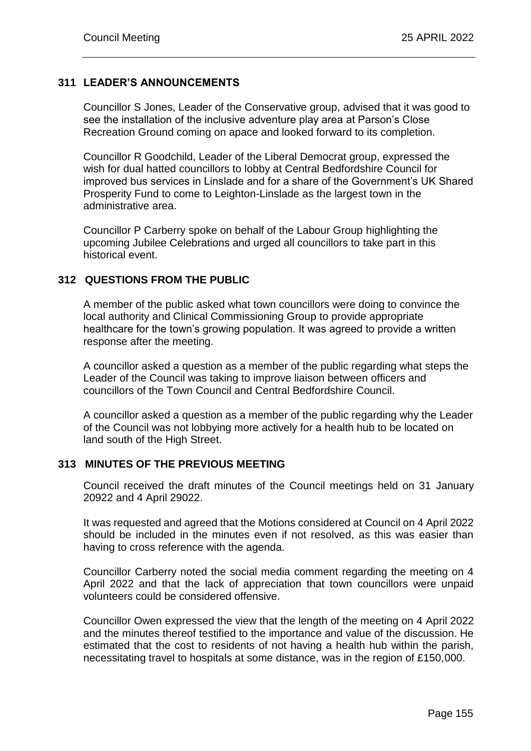## 311 LEADER'S ANNOUNCEMENTS

Councillor S Jones, Leader of the Conservative group, advised that it was good to see the installation of the inclusive adventure play area at Parson's Close Recreation Ground coming on apace and looked forward to its completion.

Councillor R Goodchild, Leader of the Liberal Democrat group, expressed the wish for dual hatted councillors to lobby at Central Bedfordshire Council for improved bus services in Linslade and for a share of the Government's UK Shared Prosperity Fund to come to Leighton-Linslade as the largest town in the administrative area.

Councillor P Carberry spoke on behalf of the Labour Group highlighting the upcoming Jubilee Celebrations and urged all councillors to take part in this historical event.

## 312 QUESTIONS FROM THE PUBLIC

A member of the public asked what town councillors were doing to convince the local authority and Clinical Commissioning Group to provide appropriate healthcare for the town's growing population. It was agreed to provide a written response after the meeting.

A councillor asked a question as a member of the public regarding what steps the Leader of the Council was taking to improve liaison between officers and councillors of the Town Council and Central Bedfordshire Council.

A councillor asked a question as a member of the public regarding why the Leader of the Council was not lobbying more actively for a health hub to be located on land south of the High Street.

## 313 MINUTES OF THE PREVIOUS MEETING

Council received the draft minutes of the Council meetings held on 31 January 20922 and 4 April 29022.

It was requested and agreed that the Motions considered at Council on 4 April 2022 should be included in the minutes even if not resolved, as this was easier than having to cross reference with the agenda.

Councillor Carberry noted the social media comment regarding the meeting on 4 April 2022 and that the lack of appreciation that town councillors were unpaid volunteers could be considered offensive.

Councillor Owen expressed the view that the length of the meeting on 4 April 2022 and the minutes thereof testified to the importance and value of the discussion. He estimated that the cost to residents of not having a health hub within the parish, necessitating travel to hospitals at some distance, was in the region of £150,000.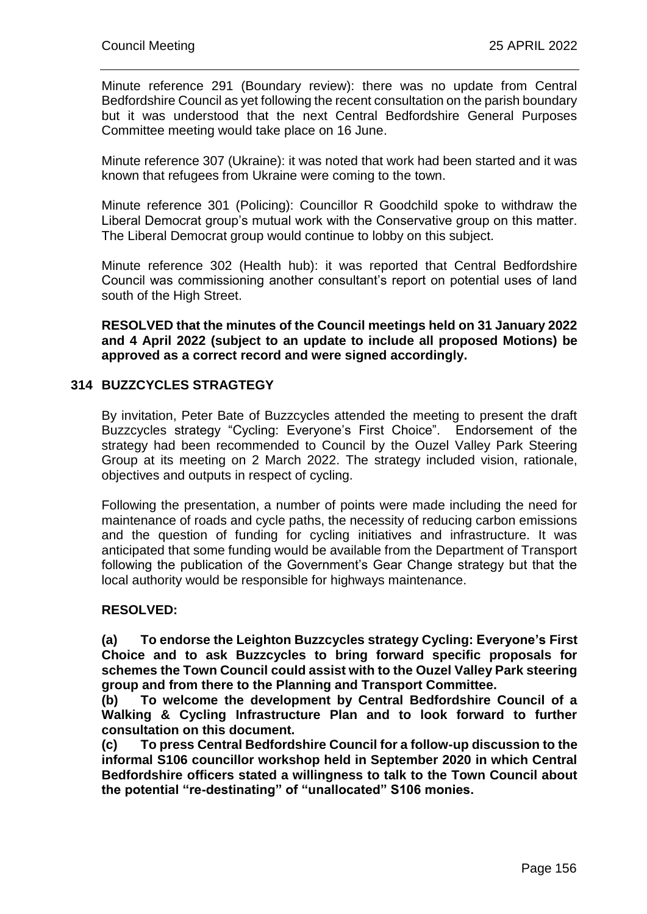Minute reference 291 (Boundary review): there was no update from Central Bedfordshire Council as yet following the recent consultation on the parish boundary but it was understood that the next Central Bedfordshire General Purposes Committee meeting would take place on 16 June.

Minute reference 307 (Ukraine): it was noted that work had been started and it was known that refugees from Ukraine were coming to the town.

Minute reference 301 (Policing): Councillor R Goodchild spoke to withdraw the Liberal Democrat group's mutual work with the Conservative group on this matter. The Liberal Democrat group would continue to lobby on this subject.

Minute reference 302 (Health hub): it was reported that Central Bedfordshire Council was commissioning another consultant's report on potential uses of land south of the High Street.

**RESOLVED that the minutes of the Council meetings held on 31 January 2022 and 4 April 2022 (subject to an update to include all proposed Motions) be approved as a correct record and were signed accordingly.**

## 314 BUZZCYCLES STRAGTEGY

By invitation, Peter Bate of Buzzcycles attended the meeting to present the draft Buzzcycles strategy "Cycling: Everyone's First Choice". Endorsement of the strategy had been recommended to Council by the Ouzel Valley Park Steering Group at its meeting on 2 March 2022. The strategy included vision, rationale, objectives and outputs in respect of cycling.

Following the presentation, a number of points were made including the need for maintenance of roads and cycle paths, the necessity of reducing carbon emissions and the question of funding for cycling initiatives and infrastructure. It was anticipated that some funding would be available from the Department of Transport following the publication of the Government's Gear Change strategy but that the local authority would be responsible for highways maintenance.

**RESOLVED:**

**(a) To endorse the Leighton Buzzcycles strategy Cycling: Everyone's First Choice and to ask Buzzcycles to bring forward specific proposals for schemes the Town Council could assist with to the Ouzel Valley Park steering group and from there to the Planning and Transport Committee.**

**(b) To welcome the development by Central Bedfordshire Council of a Walking & Cycling Infrastructure Plan and to look forward to further consultation on this document.**

**(c) To press Central Bedfordshire Council for a follow-up discussion to the informal S106 councillor workshop held in September 2020 in which Central Bedfordshire officers stated a willingness to talk to the Town Council about the potential "re-destinating" of "unallocated" S106 monies.**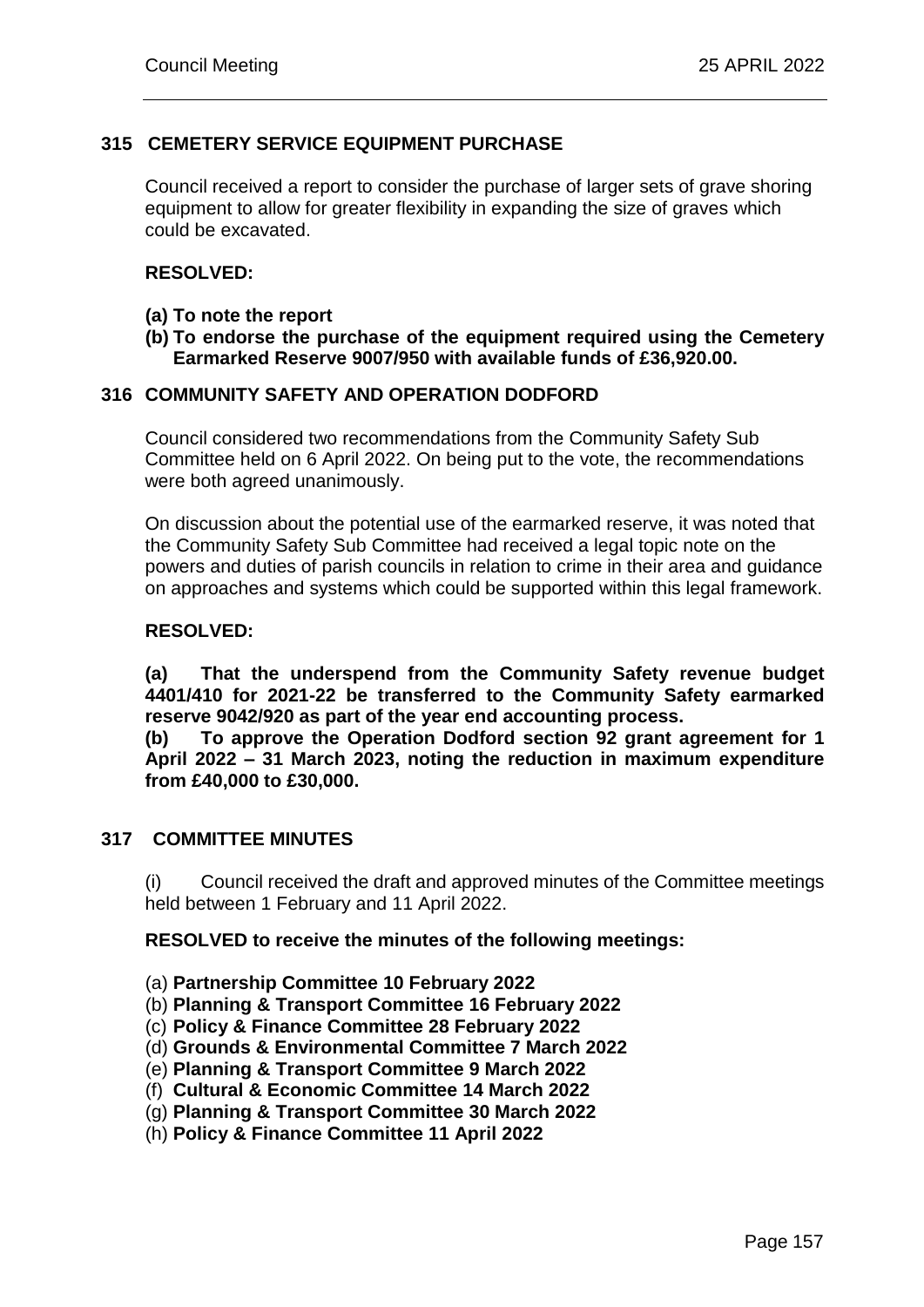## 315 CEMETERY SERVICE EQUIPMENT PURCHASE

Council received a report to consider the purchase of larger sets of grave shoring equipment to allow for greater flexibility in expanding the size of graves which could be excavated.

**RESOLVED:**

**(a) To note the report**

**(b) To endorse the purchase of the equipment required using the Cemetery Earmarked Reserve 9007/950 with available funds of £36,920.00.**

## 316 COMMUNITY SAFETY AND OPERATION DODFORD

Council considered two recommendations from the Community Safety Sub Committee held on 6 April 2022. On being put to the vote, the recommendations were both agreed unanimously.

On discussion about the potential use of the earmarked reserve, it was noted that the Community Safety Sub Committee had received a legal topic note on the powers and duties of parish councils in relation to crime in their area and guidance on approaches and systems which could be supported within this legal framework.

**RESOLVED:**

**(a) That the underspend from the Community Safety revenue budget 4401/410 for 2021-22 be transferred to the Community Safety earmarked reserve 9042/920 as part of the year end accounting process.**

**(b) To approve the Operation Dodford section 92 grant agreement for 1 April 2022 – 31 March 2023, noting the reduction in maximum expenditure from £40,000 to £30,000.**

## 317 COMMITTEE MINUTES

(i) Council received the draft and approved minutes of the Committee meetings held between 1 February and 11 April 2022.

**RESOLVED to receive the minutes of the following meetings:**

(a) **Partnership Committee 10 February 2022**

(b) **Planning & Transport Committee 16 February 2022**

(c) **Policy & Finance Committee 28 February 2022**

(d) **Grounds & Environmental Committee 7 March 2022**

(e) **Planning & Transport Committee 9 March 2022**

(f) **Cultural & Economic Committee 14 March 2022**

(g) **Planning & Transport Committee 30 March 2022**

(h) **Policy & Finance Committee 11 April 2022**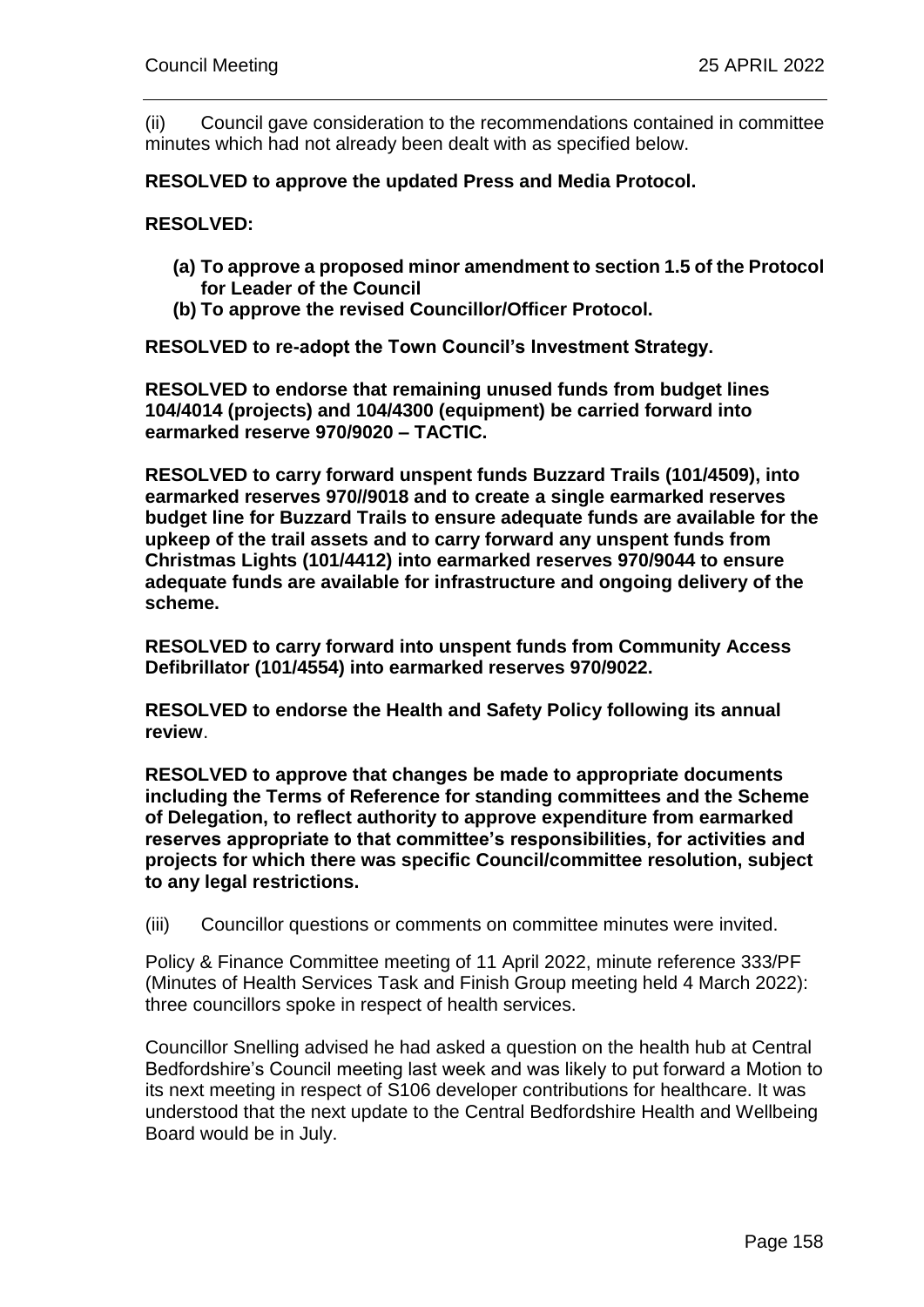(ii) Council gave consideration to the recommendations contained in committee minutes which had not already been dealt with as specified below.

**RESOLVED to approve the updated Press and Media Protocol.**

**RESOLVED:**

- **(a) To approve a proposed minor amendment to section 1.5 of the Protocol for Leader of the Council**
- **(b) To approve the revised Councillor/Officer Protocol.**

**RESOLVED to re-adopt the Town Council's Investment Strategy.**

**RESOLVED to endorse that remaining unused funds from budget lines 104/4014 (projects) and 104/4300 (equipment) be carried forward into earmarked reserve 970/9020 – TACTIC.**

**RESOLVED to carry forward unspent funds Buzzard Trails (101/4509), into earmarked reserves 970//9018 and to create a single earmarked reserves budget line for Buzzard Trails to ensure adequate funds are available for the upkeep of the trail assets and to carry forward any unspent funds from Christmas Lights (101/4412) into earmarked reserves 970/9044 to ensure adequate funds are available for infrastructure and ongoing delivery of the scheme.**

**RESOLVED to carry forward into unspent funds from Community Access Defibrillator (101/4554) into earmarked reserves 970/9022.**

**RESOLVED to endorse the Health and Safety Policy following its annual review**.

**RESOLVED to approve that changes be made to appropriate documents including the Terms of Reference for standing committees and the Scheme of Delegation, to reflect authority to approve expenditure from earmarked reserves appropriate to that committee's responsibilities, for activities and projects for which there was specific Council/committee resolution, subject to any legal restrictions.**

(iii) Councillor questions or comments on committee minutes were invited.

Policy & Finance Committee meeting of 11 April 2022, minute reference 333/PF (Minutes of Health Services Task and Finish Group meeting held 4 March 2022): three councillors spoke in respect of health services.

Councillor Snelling advised he had asked a question on the health hub at Central Bedfordshire's Council meeting last week and was likely to put forward a Motion to its next meeting in respect of S106 developer contributions for healthcare. It was understood that the next update to the Central Bedfordshire Health and Wellbeing Board would be in July.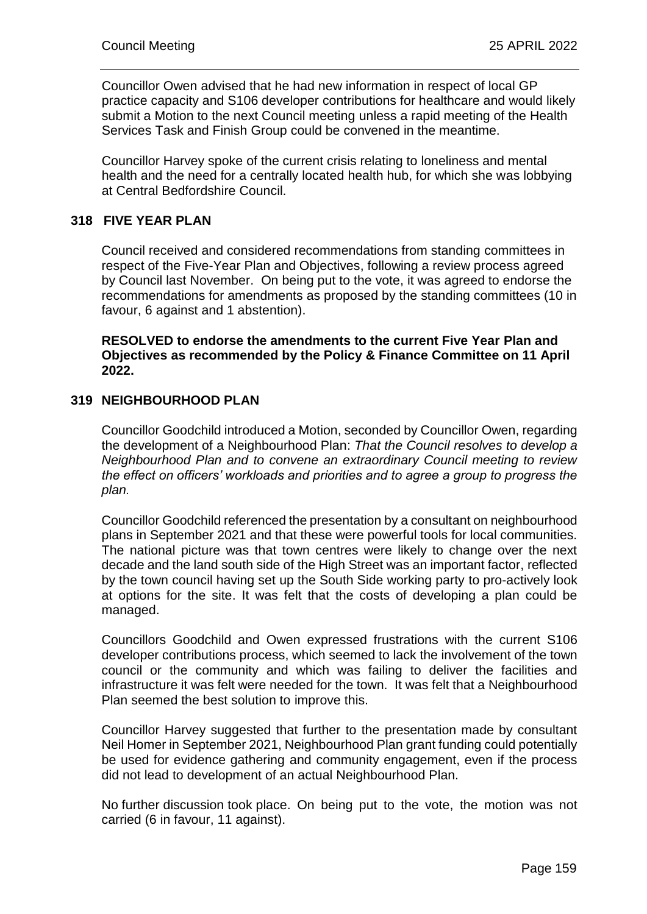Councillor Owen advised that he had new information in respect of local GP practice capacity and S106 developer contributions for healthcare and would likely submit a Motion to the next Council meeting unless a rapid meeting of the Health Services Task and Finish Group could be convened in the meantime.

Councillor Harvey spoke of the current crisis relating to loneliness and mental health and the need for a centrally located health hub, for which she was lobbying at Central Bedfordshire Council.

## 318 FIVE YEAR PLAN

Council received and considered recommendations from standing committees in respect of the Five-Year Plan and Objectives, following a review process agreed by Council last November. On being put to the vote, it was agreed to endorse the recommendations for amendments as proposed by the standing committees (10 in favour, 6 against and 1 abstention).

**RESOLVED to endorse the amendments to the current Five Year Plan and Objectives as recommended by the Policy & Finance Committee on 11 April 2022.**

## 319 NEIGHBOURHOOD PLAN

Councillor Goodchild introduced a Motion, seconded by Councillor Owen, regarding the development of a Neighbourhood Plan: *That the Council resolves to develop a Neighbourhood Plan and to convene an extraordinary Council meeting to review the effect on officers' workloads and priorities and to agree a group to progress the plan.*

Councillor Goodchild referenced the presentation by a consultant on neighbourhood plans in September 2021 and that these were powerful tools for local communities. The national picture was that town centres were likely to change over the next decade and the land south side of the High Street was an important factor, reflected by the town council having set up the South Side working party to pro-actively look at options for the site. It was felt that the costs of developing a plan could be managed.

Councillors Goodchild and Owen expressed frustrations with the current S106 developer contributions process, which seemed to lack the involvement of the town council or the community and which was failing to deliver the facilities and infrastructure it was felt were needed for the town. It was felt that a Neighbourhood Plan seemed the best solution to improve this.

Councillor Harvey suggested that further to the presentation made by consultant Neil Homer in September 2021, Neighbourhood Plan grant funding could potentially be used for evidence gathering and community engagement, even if the process did not lead to development of an actual Neighbourhood Plan.

No further discussion took place. On being put to the vote, the motion was not carried (6 in favour, 11 against).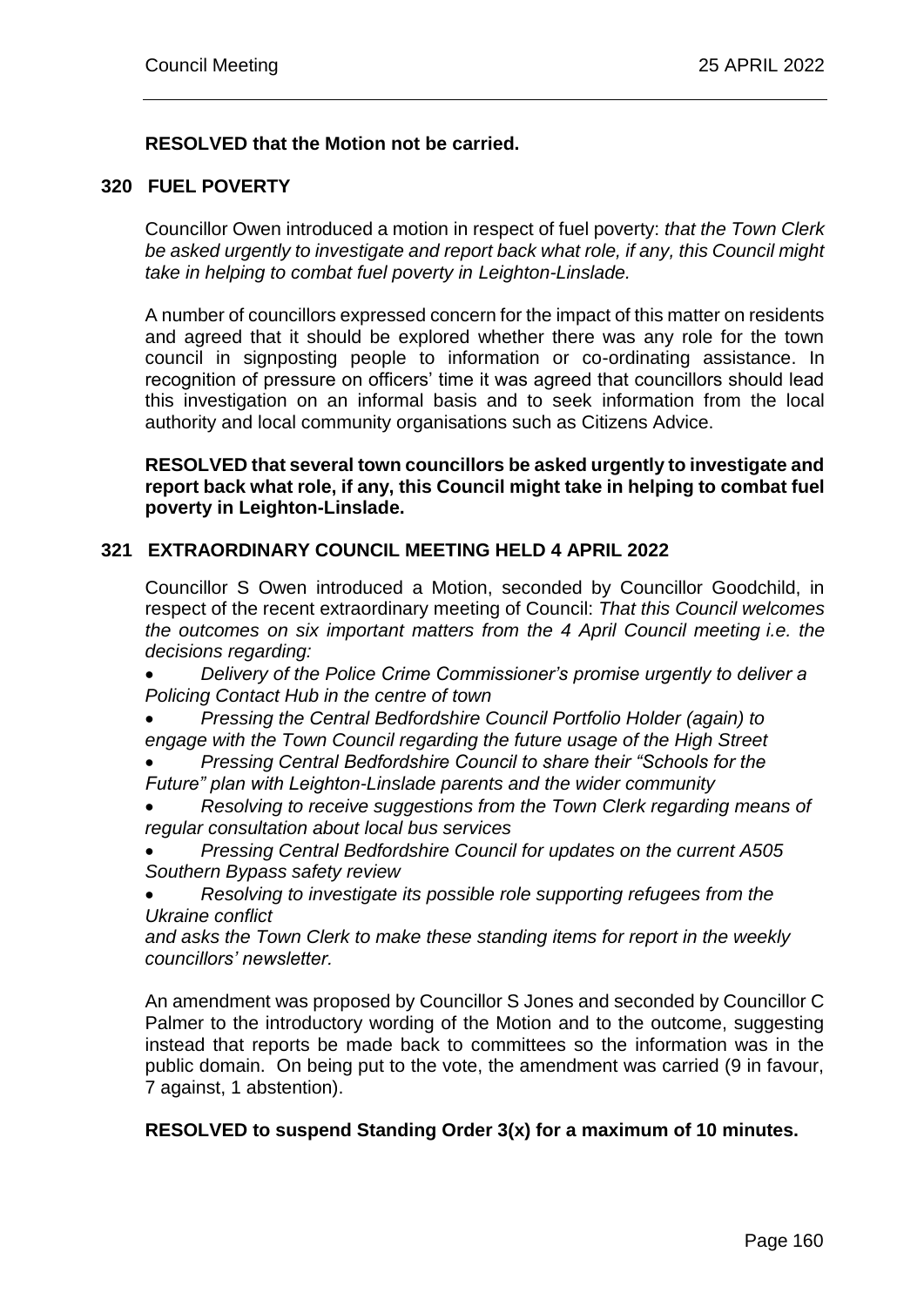**RESOLVED that the Motion not be carried.**

## 320 FUEL POVERTY

Councillor Owen introduced a motion in respect of fuel poverty: *that the Town Clerk be asked urgently to investigate and report back what role, if any, this Council might take in helping to combat fuel poverty in Leighton-Linslade.*

A number of councillors expressed concern for the impact of this matter on residents and agreed that it should be explored whether there was any role for the town council in signposting people to information or co-ordinating assistance. In recognition of pressure on officers' time it was agreed that councillors should lead this investigation on an informal basis and to seek information from the local authority and local community organisations such as Citizens Advice.

**RESOLVED that several town councillors be asked urgently to investigate and report back what role, if any, this Council might take in helping to combat fuel poverty in Leighton-Linslade.**

## 321 EXTRAORDINARY COUNCIL MEETING HELD 4 APRIL 2022

Councillor S Owen introduced a Motion, seconded by Councillor Goodchild, in respect of the recent extraordinary meeting of Council: *That this Council welcomes the outcomes on six important matters from the 4 April Council meeting i.e. the decisions regarding:*

- *Delivery of the Police Crime Commissioner's promise urgently to deliver a Policing Contact Hub in the centre of town*
- *Pressing the Central Bedfordshire Council Portfolio Holder (again) to engage with the Town Council regarding the future usage of the High Street*
- *Pressing Central Bedfordshire Council to share their "Schools for the Future" plan with Leighton-Linslade parents and the wider community*
- *Resolving to receive suggestions from the Town Clerk regarding means of regular consultation about local bus services*
- *Pressing Central Bedfordshire Council for updates on the current A505 Southern Bypass safety review*
- *Resolving to investigate its possible role supporting refugees from the Ukraine conflict*

*and asks the Town Clerk to make these standing items for report in the weekly councillors' newsletter.*

An amendment was proposed by Councillor S Jones and seconded by Councillor C Palmer to the introductory wording of the Motion and to the outcome, suggesting instead that reports be made back to committees so the information was in the public domain. On being put to the vote, the amendment was carried (9 in favour, 7 against, 1 abstention).

**RESOLVED to suspend Standing Order 3(x) for a maximum of 10 minutes.**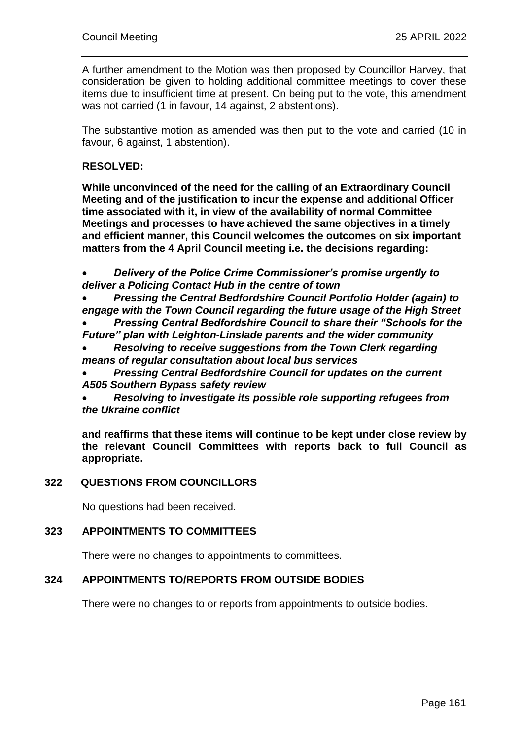A further amendment to the Motion was then proposed by Councillor Harvey, that consideration be given to holding additional committee meetings to cover these items due to insufficient time at present. On being put to the vote, this amendment was not carried (1 in favour, 14 against, 2 abstentions).

The substantive motion as amended was then put to the vote and carried (10 in favour, 6 against, 1 abstention).

**RESOLVED:**

**While unconvinced of the need for the calling of an Extraordinary Council Meeting and of the justification to incur the expense and additional Officer time associated with it, in view of the availability of normal Committee Meetings and processes to have achieved the same objectives in a timely and efficient manner, this Council welcomes the outcomes on six important matters from the 4 April Council meeting i.e. the decisions regarding:**

- ***Delivery of the Police Crime Commissioner's promise urgently to deliver a Policing Contact Hub in the centre of town***
- ***Pressing the Central Bedfordshire Council Portfolio Holder (again) to engage with the Town Council regarding the future usage of the High Street***
- ***Pressing Central Bedfordshire Council to share their "Schools for the Future" plan with Leighton-Linslade parents and the wider community***
- ***Resolving to receive suggestions from the Town Clerk regarding means of regular consultation about local bus services***
- ***Pressing Central Bedfordshire Council for updates on the current A505 Southern Bypass safety review***
- ***Resolving to investigate its possible role supporting refugees from the Ukraine conflict***

**and reaffirms that these items will continue to be kept under close review by the relevant Council Committees with reports back to full Council as appropriate.**

## 322 QUESTIONS FROM COUNCILLORS

No questions had been received.

## 323 APPOINTMENTS TO COMMITTEES

There were no changes to appointments to committees.

## 324 APPOINTMENTS TO/REPORTS FROM OUTSIDE BODIES

There were no changes to or reports from appointments to outside bodies.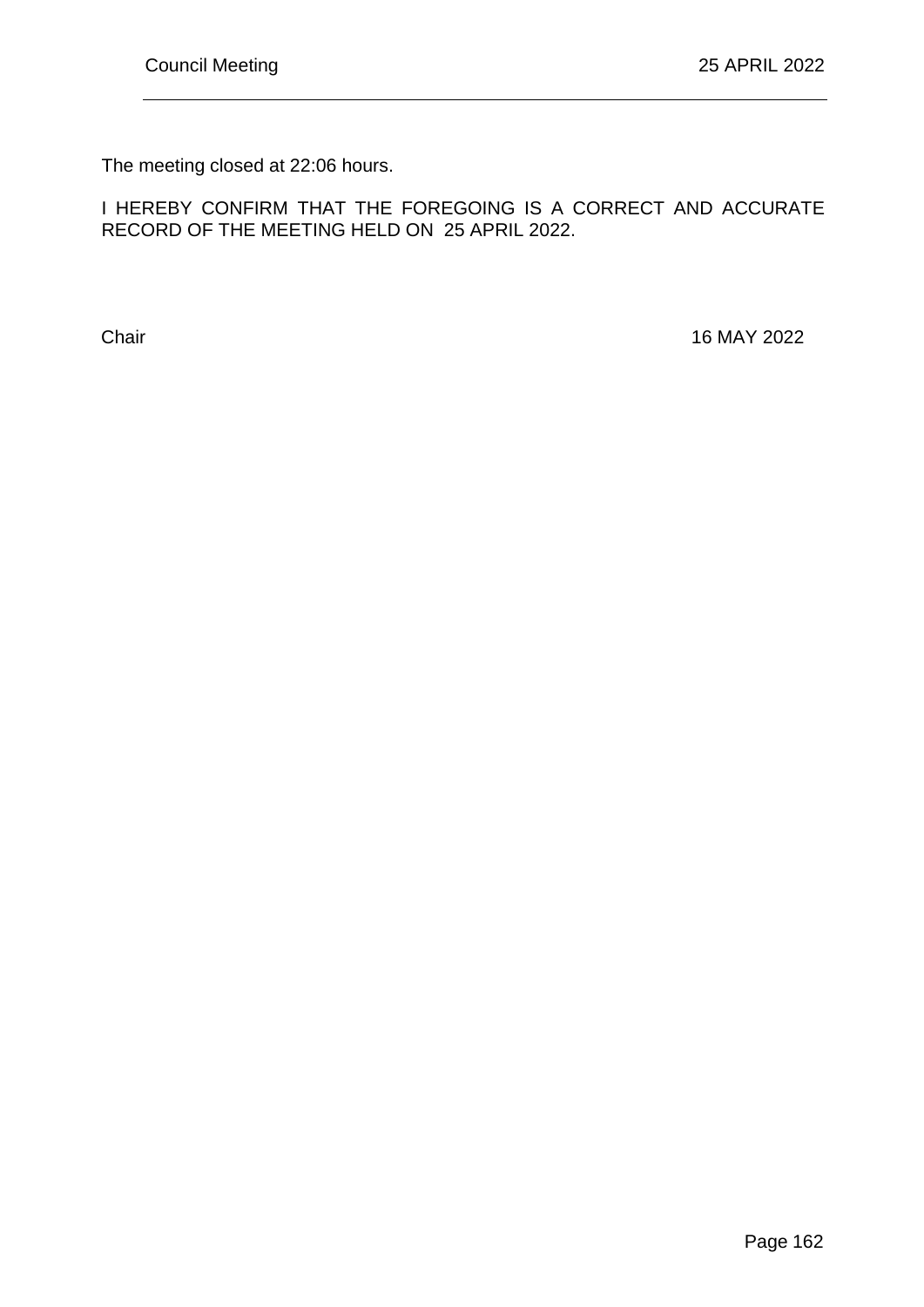The meeting closed at 22:06 hours.

I HEREBY CONFIRM THAT THE FOREGOING IS A CORRECT AND ACCURATE RECORD OF THE MEETING HELD ON 25 APRIL 2022.

Chair 16 MAY 2022